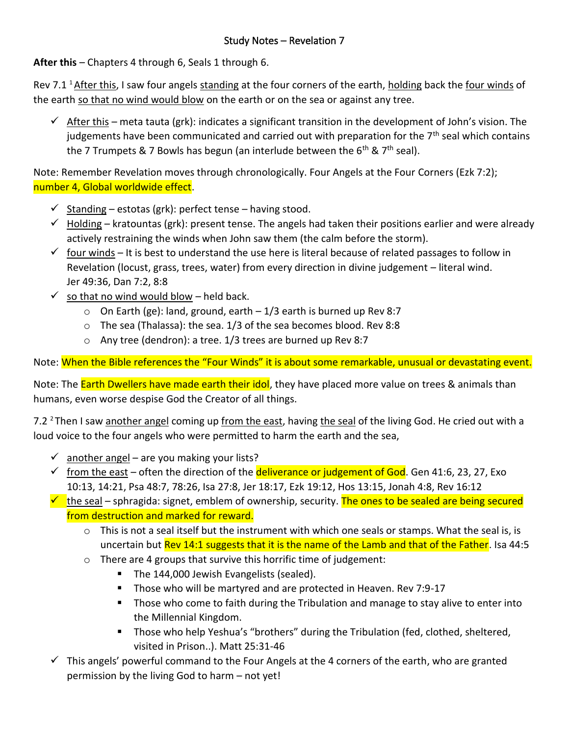# Study Notes – Revelation 7

**After this** – Chapters 4 through 6, Seals 1 through 6.

Rev 7.1 [1] After this, I saw four angels standing at the four corners of the earth, holding back the four winds of the earth so that no wind would blow on the earth or on the sea or against any tree.

- ✓ After this – meta tauta (grk): indicates a significant transition in the development of John's vision. The judgements have been communicated and carried out with preparation for the 7th seal which contains the 7 Trumpets & 7 Bowls has begun (an interlude between the 6th & 7th seal).

Note: Remember Revelation moves through chronologically. Four Angels at the Four Corners (Ezk 7:2); number 4, Global worldwide effect.

- ✓ Standing – estotas (grk): perfect tense – having stood.
- ✓ Holding – kratountas (grk): present tense. The angels had taken their positions earlier and were already actively restraining the winds when John saw them (the calm before the storm).
- ✓ four winds – It is best to understand the use here is literal because of related passages to follow in Revelation (locust, grass, trees, water) from every direction in divine judgement – literal wind. Jer 49:36, Dan 7:2, 8:8
- ✓ so that no wind would blow – held back.
  - On Earth (ge): land, ground, earth – 1/3 earth is burned up Rev 8:7
  - The sea (Thalassa): the sea. 1/3 of the sea becomes blood. Rev 8:8
  - Any tree (dendron): a tree. 1/3 trees are burned up Rev 8:7

Note: When the Bible references the "Four Winds" it is about some remarkable, unusual or devastating event.

Note: The Earth Dwellers have made earth their idol, they have placed more value on trees & animals than humans, even worse despise God the Creator of all things.

7.2 [2] Then I saw another angel coming up from the east, having the seal of the living God. He cried out with a loud voice to the four angels who were permitted to harm the earth and the sea,

- ✓ another angel – are you making your lists?
- ✓ from the east – often the direction of the deliverance or judgement of God. Gen 41:6, 23, 27, Exo 10:13, 14:21, Psa 48:7, 78:26, Isa 27:8, Jer 18:17, Ezk 19:12, Hos 13:15, Jonah 4:8, Rev 16:12
- ✓ the seal – sphragida: signet, emblem of ownership, security. The ones to be sealed are being secured from destruction and marked for reward.
  - This is not a seal itself but the instrument with which one seals or stamps. What the seal is, is uncertain but Rev 14:1 suggests that it is the name of the Lamb and that of the Father. Isa 44:5
  - There are 4 groups that survive this horrific time of judgement:
    - The 144,000 Jewish Evangelists (sealed).
    - Those who will be martyred and are protected in Heaven. Rev 7:9-17
    - Those who come to faith during the Tribulation and manage to stay alive to enter into the Millennial Kingdom.
    - Those who help Yeshua's "brothers" during the Tribulation (fed, clothed, sheltered, visited in Prison..). Matt 25:31-46
- ✓ This angels' powerful command to the Four Angels at the 4 corners of the earth, who are granted permission by the living God to harm – not yet!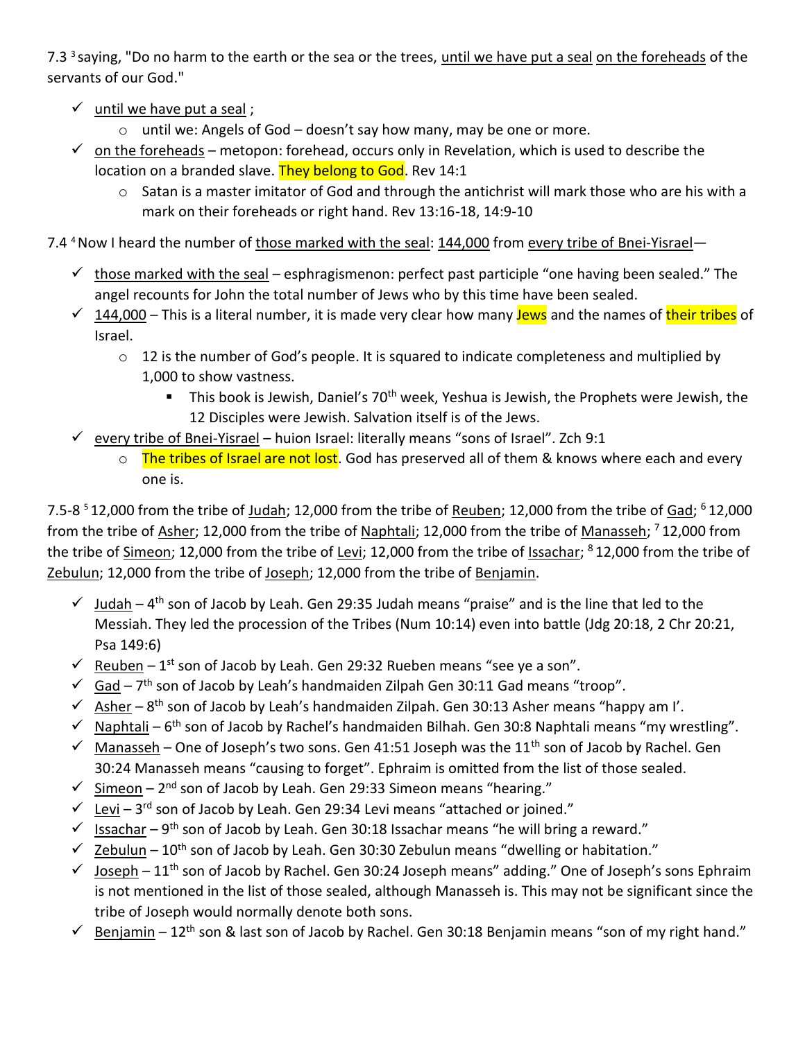7.3 [3] saying, "Do no harm to the earth or the sea or the trees, <u>until we have put a seal</u> <u>on the foreheads</u> of the servants of our God."

- ✓ <u>until we have put a seal</u> ;
  - o until we: Angels of God – doesn't say how many, may be one or more.
- ✓ <u>on the foreheads</u> – metopon: forehead, occurs only in Revelation, which is used to describe the location on a branded slave. They belong to God. Rev 14:1
  - o Satan is a master imitator of God and through the antichrist will mark those who are his with a mark on their foreheads or right hand. Rev 13:16-18, 14:9-10

7.4 [4] Now I heard the number of <u>those marked with the seal</u>: <u>144,000</u> from <u>every tribe of Bnei-Yisrael</u>—

- ✓ <u>those marked with the seal</u> – esphragismenon: perfect past participle "one having been sealed." The angel recounts for John the total number of Jews who by this time have been sealed.
- ✓ <u>144,000</u> – This is a literal number, it is made very clear how many Jews and the names of their tribes of Israel.
  - o 12 is the number of God's people. It is squared to indicate completeness and multiplied by 1,000 to show vastness.
    - ▪ This book is Jewish, Daniel's 70th week, Yeshua is Jewish, the Prophets were Jewish, the 12 Disciples were Jewish. Salvation itself is of the Jews.
- ✓ <u>every tribe of Bnei-Yisrael</u> – huion Israel: literally means "sons of Israel". Zch 9:1
  - o The tribes of Israel are not lost. God has preserved all of them & knows where each and every one is.

7.5-8 [5] 12,000 from the tribe of <u>Judah</u>; 12,000 from the tribe of <u>Reuben</u>; 12,000 from the tribe of <u>Gad</u>; [6] 12,000 from the tribe of <u>Asher</u>; 12,000 from the tribe of <u>Naphtali</u>; 12,000 from the tribe of <u>Manasseh</u>; [7] 12,000 from the tribe of <u>Simeon</u>; 12,000 from the tribe of <u>Levi</u>; 12,000 from the tribe of <u>Issachar</u>; [8] 12,000 from the tribe of <u>Zebulun</u>; 12,000 from the tribe of <u>Joseph</u>; 12,000 from the tribe of <u>Benjamin</u>.

- ✓ <u>Judah</u> – 4th son of Jacob by Leah. Gen 29:35 Judah means "praise" and is the line that led to the Messiah. They led the procession of the Tribes (Num 10:14) even into battle (Jdg 20:18, 2 Chr 20:21, Psa 149:6)
- ✓ <u>Reuben</u> – 1st son of Jacob by Leah. Gen 29:32 Rueben means "see ye a son".
- ✓ <u>Gad</u> – 7th son of Jacob by Leah's handmaiden Zilpah Gen 30:11 Gad means "troop".
- ✓ <u>Asher</u> – 8th son of Jacob by Leah's handmaiden Zilpah. Gen 30:13 Asher means "happy am I'.
- ✓ <u>Naphtali</u> – 6th son of Jacob by Rachel's handmaiden Bilhah. Gen 30:8 Naphtali means "my wrestling".
- ✓ <u>Manasseh</u> – One of Joseph's two sons. Gen 41:51 Joseph was the 11th son of Jacob by Rachel. Gen 30:24 Manasseh means "causing to forget". Ephraim is omitted from the list of those sealed.
- ✓ <u>Simeon</u> – 2nd son of Jacob by Leah. Gen 29:33 Simeon means "hearing."
- ✓ <u>Levi</u> – 3rd son of Jacob by Leah. Gen 29:34 Levi means "attached or joined."
- ✓ <u>Issachar</u> – 9th son of Jacob by Leah. Gen 30:18 Issachar means "he will bring a reward."
- ✓ <u>Zebulun</u> – 10th son of Jacob by Leah. Gen 30:30 Zebulun means "dwelling or habitation."
- ✓ <u>Joseph</u> – 11th son of Jacob by Rachel. Gen 30:24 Joseph means" adding." One of Joseph's sons Ephraim is not mentioned in the list of those sealed, although Manasseh is. This may not be significant since the tribe of Joseph would normally denote both sons.
- ✓ <u>Benjamin</u> – 12th son & last son of Jacob by Rachel. Gen 30:18 Benjamin means "son of my right hand."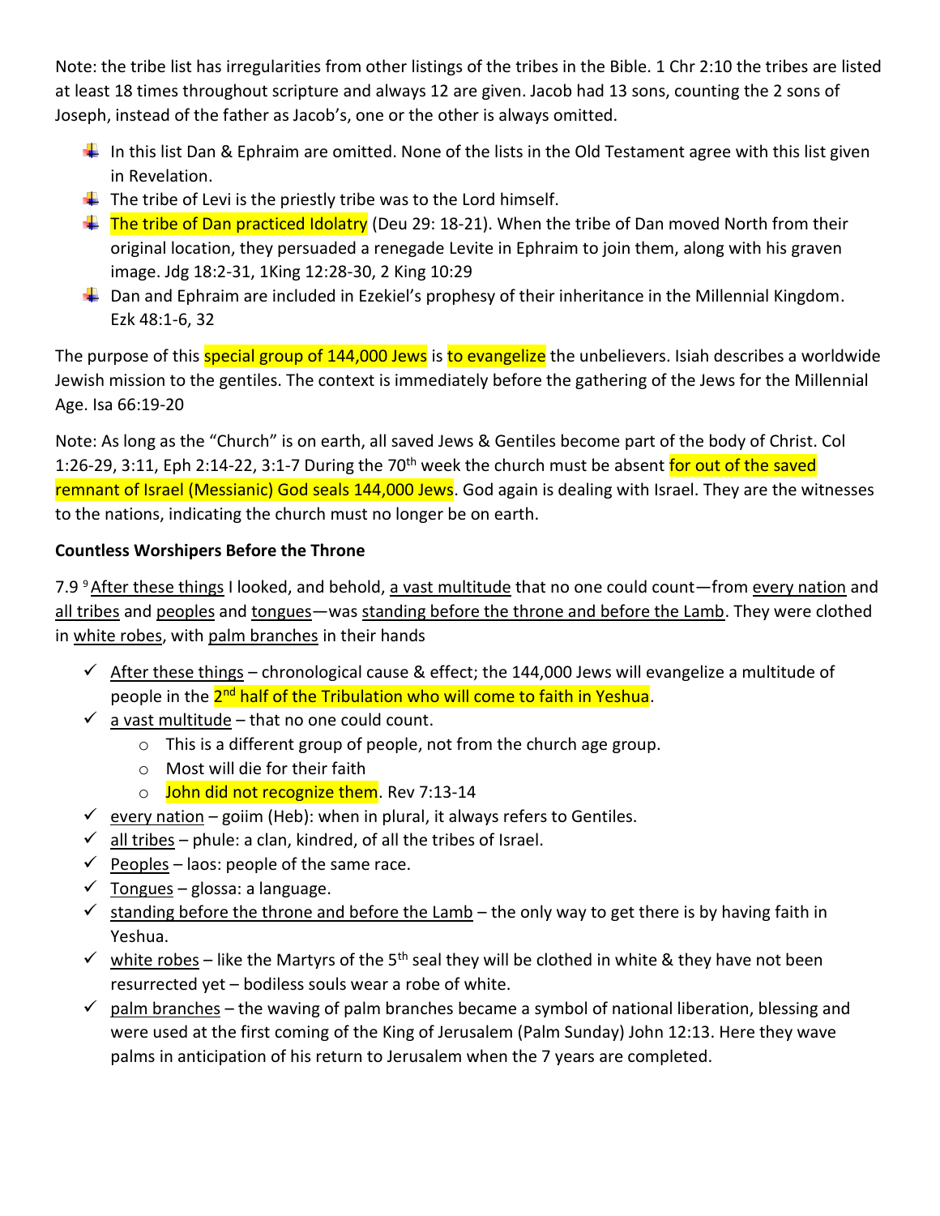Note: the tribe list has irregularities from other listings of the tribes in the Bible. 1 Chr 2:10 the tribes are listed at least 18 times throughout scripture and always 12 are given. Jacob had 13 sons, counting the 2 sons of Joseph, instead of the father as Jacob's, one or the other is always omitted.

- In this list Dan & Ephraim are omitted. None of the lists in the Old Testament agree with this list given in Revelation.
- The tribe of Levi is the priestly tribe was to the Lord himself.
- The tribe of Dan practiced Idolatry (Deu 29: 18-21). When the tribe of Dan moved North from their original location, they persuaded a renegade Levite in Ephraim to join them, along with his graven image. Jdg 18:2-31, 1King 12:28-30, 2 King 10:29
- Dan and Ephraim are included in Ezekiel's prophesy of their inheritance in the Millennial Kingdom. Ezk 48:1-6, 32

The purpose of this special group of 144,000 Jews is to evangelize the unbelievers. Isiah describes a worldwide Jewish mission to the gentiles. The context is immediately before the gathering of the Jews for the Millennial Age. Isa 66:19-20

Note: As long as the "Church" is on earth, all saved Jews & Gentiles become part of the body of Christ. Col 1:26-29, 3:11, Eph 2:14-22, 3:1-7 During the 70th week the church must be absent for out of the saved remnant of Israel (Messianic) God seals 144,000 Jews. God again is dealing with Israel. They are the witnesses to the nations, indicating the church must no longer be on earth.

**Countless Worshipers Before the Throne**

7.9 [9] After these things I looked, and behold, a vast multitude that no one could count—from every nation and all tribes and peoples and tongues—was standing before the throne and before the Lamb. They were clothed in white robes, with palm branches in their hands

- ✓ After these things – chronological cause & effect; the 144,000 Jews will evangelize a multitude of people in the 2nd half of the Tribulation who will come to faith in Yeshua.
- ✓ a vast multitude – that no one could count.
  - This is a different group of people, not from the church age group.
  - Most will die for their faith
  - John did not recognize them. Rev 7:13-14
- ✓ every nation – goiim (Heb): when in plural, it always refers to Gentiles.
- ✓ all tribes – phule: a clan, kindred, of all the tribes of Israel.
- ✓ Peoples – laos: people of the same race.
- ✓ Tongues – glossa: a language.
- ✓ standing before the throne and before the Lamb – the only way to get there is by having faith in Yeshua.
- ✓ white robes – like the Martyrs of the 5th seal they will be clothed in white & they have not been resurrected yet – bodiless souls wear a robe of white.
- ✓ palm branches – the waving of palm branches became a symbol of national liberation, blessing and were used at the first coming of the King of Jerusalem (Palm Sunday) John 12:13. Here they wave palms in anticipation of his return to Jerusalem when the 7 years are completed.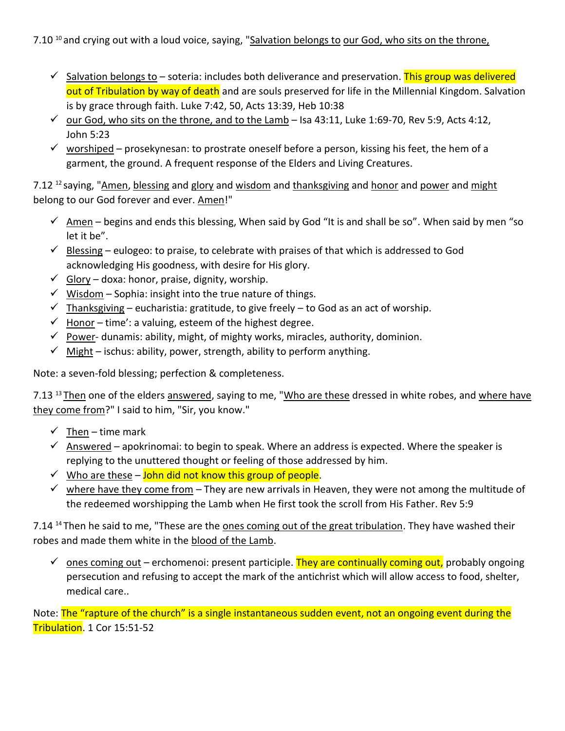7.10 [10] and crying out with a loud voice, saying, "<u>Salvation belongs to</u> <u>our God, who sits on the throne,</u>

- ✓ <u>Salvation belongs to</u> – soteria: includes both deliverance and preservation. ==This group was delivered out of Tribulation by way of death== and are souls preserved for life in the Millennial Kingdom. Salvation is by grace through faith. Luke 7:42, 50, Acts 13:39, Heb 10:38
- ✓ <u>our God, who sits on the throne, and to the Lamb</u> – Isa 43:11, Luke 1:69-70, Rev 5:9, Acts 4:12, John 5:23
- ✓ <u>worshiped</u> – prosekynesan: to prostrate oneself before a person, kissing his feet, the hem of a garment, the ground. A frequent response of the Elders and Living Creatures.

7.12 [12] saying, "<u>Amen</u>, <u>blessing</u> and <u>glory</u> and <u>wisdom</u> and <u>thanksgiving</u> and <u>honor</u> and <u>power</u> and <u>might</u> belong to our God forever and ever. <u>Amen</u>!"

- ✓ <u>Amen</u> – begins and ends this blessing, When said by God "It is and shall be so". When said by men "so let it be".
- ✓ <u>Blessing</u> – eulogeo: to praise, to celebrate with praises of that which is addressed to God acknowledging His goodness, with desire for His glory.
- ✓ <u>Glory</u> – doxa: honor, praise, dignity, worship.
- ✓ <u>Wisdom</u> – Sophia: insight into the true nature of things.
- ✓ <u>Thanksgiving</u> – eucharistia: gratitude, to give freely – to God as an act of worship.
- ✓ <u>Honor</u> – time': a valuing, esteem of the highest degree.
- ✓ <u>Power</u>- dunamis: ability, might, of mighty works, miracles, authority, dominion.
- ✓ <u>Might</u> – ischus: ability, power, strength, ability to perform anything.

Note: a seven-fold blessing; perfection & completeness.

7.13 [13] <u>Then</u> one of the elders <u>answered</u>, saying to me, "<u>Who are these</u> dressed in white robes, and <u>where have they come from</u>?" I said to him, "Sir, you know."

- ✓ <u>Then</u> – time mark
- ✓ <u>Answered</u> – apokrinomai: to begin to speak. Where an address is expected. Where the speaker is replying to the unuttered thought or feeling of those addressed by him.
- ✓ <u>Who are these</u> – ==John did not know this group of people==.
- ✓ <u>where have they come from</u> – They are new arrivals in Heaven, they were not among the multitude of the redeemed worshipping the Lamb when He first took the scroll from His Father. Rev 5:9

7.14 [14] Then he said to me, "These are the <u>ones coming out of the great tribulation</u>. They have washed their robes and made them white in the <u>blood of the Lamb</u>.

- ✓ <u>ones coming out</u> – erchomenoi: present participle. ==They are continually coming out,== probably ongoing persecution and refusing to accept the mark of the antichrist which will allow access to food, shelter, medical care..

Note: ==The "rapture of the church" is a single instantaneous sudden event, not an ongoing event during the Tribulation==. 1 Cor 15:51-52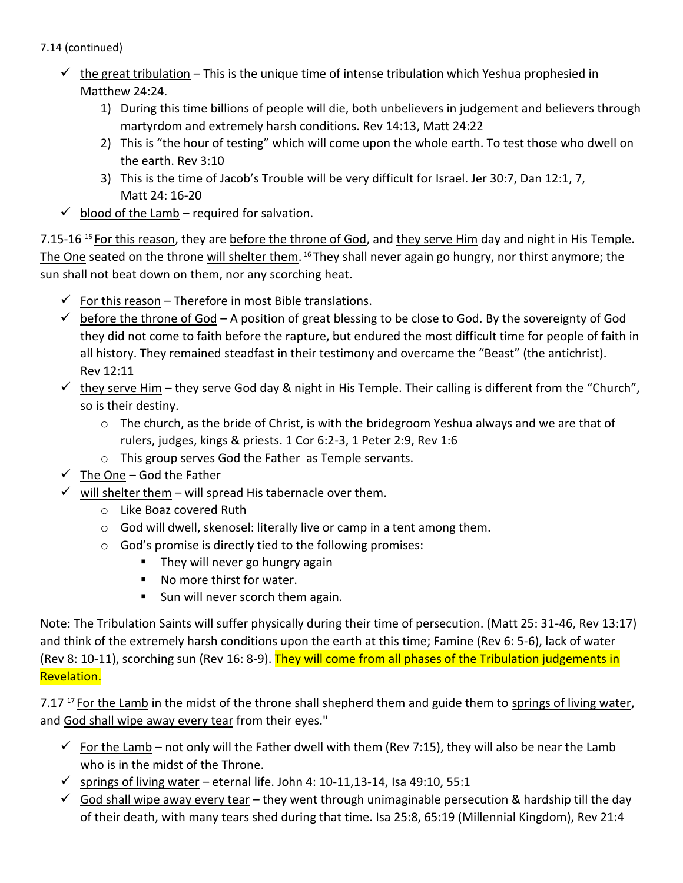7.14 (continued)

- ✓ <u>the great tribulation</u> – This is the unique time of intense tribulation which Yeshua prophesied in Matthew 24:24.
    1) During this time billions of people will die, both unbelievers in judgement and believers through martyrdom and extremely harsh conditions. Rev 14:13, Matt 24:22
    2) This is "the hour of testing" which will come upon the whole earth. To test those who dwell on the earth. Rev 3:10
    3) This is the time of Jacob's Trouble will be very difficult for Israel. Jer 30:7, Dan 12:1, 7, Matt 24: 16-20
- ✓ <u>blood of the Lamb</u> – required for salvation.

7.15-16 [15] <u>For this reason</u>, they are <u>before the throne of God</u>, and <u>they serve Him</u> day and night in His Temple. <u>The One</u> seated on the throne <u>will shelter them</u>. [16] They shall never again go hungry, nor thirst anymore; the sun shall not beat down on them, nor any scorching heat.

- ✓ <u>For this reason</u> – Therefore in most Bible translations.
- ✓ <u>before the throne of God</u> – A position of great blessing to be close to God. By the sovereignty of God they did not come to faith before the rapture, but endured the most difficult time for people of faith in all history. They remained steadfast in their testimony and overcame the "Beast" (the antichrist). Rev 12:11
- ✓ <u>they serve Him</u> – they serve God day & night in His Temple. Their calling is different from the "Church", so is their destiny.
    - The church, as the bride of Christ, is with the bridegroom Yeshua always and we are that of rulers, judges, kings & priests. 1 Cor 6:2-3, 1 Peter 2:9, Rev 1:6
    - This group serves God the Father as Temple servants.
- ✓ <u>The One</u> – God the Father
- ✓ <u>will shelter them</u> – will spread His tabernacle over them.
    - Like Boaz covered Ruth
    - God will dwell, skenosel: literally live or camp in a tent among them.
    - God's promise is directly tied to the following promises:
        - They will never go hungry again
        - No more thirst for water.
        - Sun will never scorch them again.

Note: The Tribulation Saints will suffer physically during their time of persecution. (Matt 25: 31-46, Rev 13:17) and think of the extremely harsh conditions upon the earth at this time; Famine (Rev 6: 5-6), lack of water (Rev 8: 10-11), scorching sun (Rev 16: 8-9). They will come from all phases of the Tribulation judgements in Revelation.

7.17 [17] <u>For the Lamb</u> in the midst of the throne shall shepherd them and guide them to <u>springs of living water</u>, and <u>God shall wipe away every tear</u> from their eyes."

- ✓ <u>For the Lamb</u> – not only will the Father dwell with them (Rev 7:15), they will also be near the Lamb who is in the midst of the Throne.
- ✓ <u>springs of living water</u> – eternal life. John 4: 10-11,13-14, Isa 49:10, 55:1
- ✓ <u>God shall wipe away every tear</u> – they went through unimaginable persecution & hardship till the day of their death, with many tears shed during that time. Isa 25:8, 65:19 (Millennial Kingdom), Rev 21:4